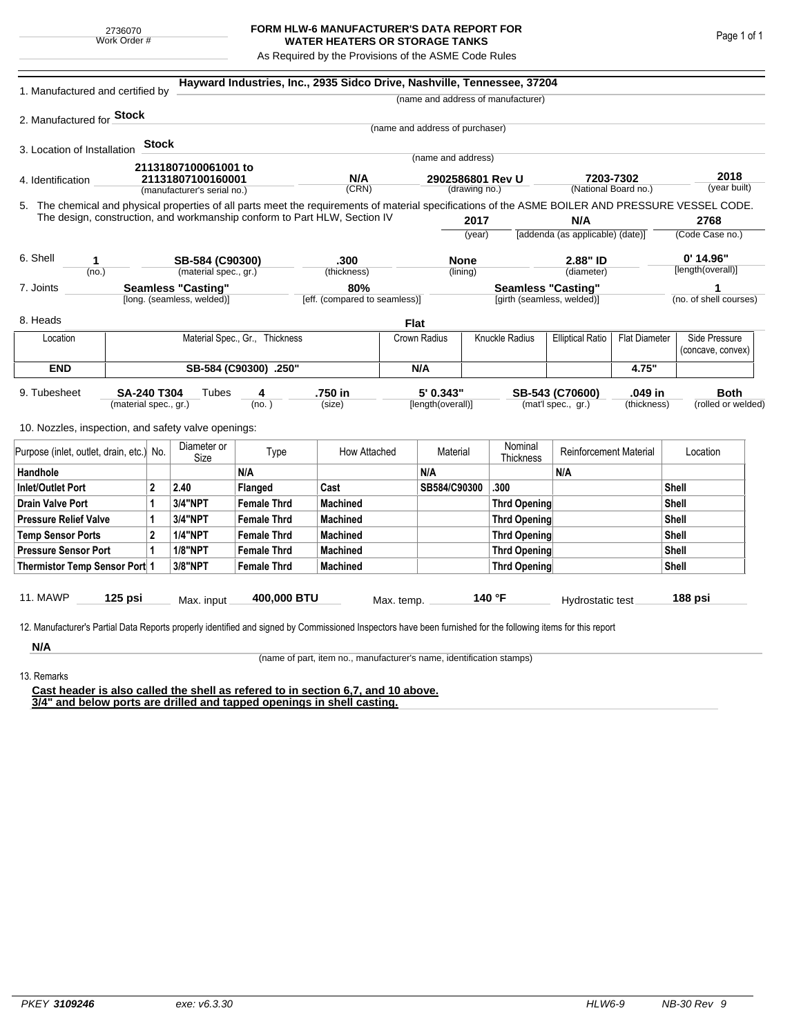2736070
Work Order #

# FORM HLW-6 MANUFACTURER'S DATA REPORT FOR WATER HEATERS OR STORAGE TANKS

As Required by the Provisions of the ASME Code Rules

1. Manufactured and certified by **Hayward Industries, Inc., 2935 Sidco Drive, Nashville, Tennessee, 37204**
   (name and address of manufacturer)

2. Manufactured for **Stock**
   (name and address of purchaser)

3. Location of Installation **Stock**
   (name and address)

4. Identification

| 21131807100061001 to 21131807100160001 | N/A | 2902586801 Rev U | 7203-7302 | 2018 |
|---|---|---|---|---|
| (manufacturer's serial no.) | (CRN) | (drawing no.) | (National Board no.) | (year built) |

5. The chemical and physical properties of all parts meet the requirements of material specifications of the ASME BOILER AND PRESSURE VESSEL CODE. The design, construction, and workmanship conform to Part HLW, Section IV

| 2017 | N/A | 2768 |
|---|---|---|
| (year) | [addenda (as applicable) (date)] | (Code Case no.) |

6. Shell

| 1 | SB-584 (C90300) | .300 | None | 2.88" ID | 0' 14.96" |
|---|---|---|---|---|---|
| (no.) | (material spec., gr.) | (thickness) | (lining) | (diameter) | [length(overall)] |

7. Joints

| Seamless "Casting" | 80% | Seamless "Casting" | 1 |
|---|---|---|---|
| [long. (seamless, welded)] | [eff. (compared to seamless)] | [girth (seamless, welded)] | (no. of shell courses) |

8. Heads **Flat**

| Location | Material Spec., Gr., Thickness | Crown Radius | Knuckle Radius | Elliptical Ratio | Flat Diameter | Side Pressure (concave, convex) |
|---|---|---|---|---|---|---|
| **END** | **SB-584 (C90300) .250"** | **N/A** | | | **4.75"** | |

9. Tubesheet

| SA-240 T304 | Tubes 4 | .750 in | 5' 0.343" | SB-543 (C70600) | .049 in | Both |
|---|---|---|---|---|---|---|
| (material spec., gr.) | (no.) | (size) | [length(overall)] | (mat'l spec., gr.) | (thickness) | (rolled or welded) |

10. Nozzles, inspection, and safety valve openings:

| Purpose (inlet, outlet, drain, etc.) | No. | Diameter or Size | Type | How Attached | Material | Nominal Thickness | Reinforcement Material | Location |
|---|---|---|---|---|---|---|---|---|
| **Handhole** | | | **N/A** | | **N/A** | | **N/A** | |
| **Inlet/Outlet Port** | **2** | **2.40** | **Flanged** | **Cast** | **SB584/C90300** | **.300** | | **Shell** |
| **Drain Valve Port** | **1** | **3/4"NPT** | **Female Thrd** | **Machined** | | **Thrd Opening** | | **Shell** |
| **Pressure Relief Valve** | **1** | **3/4"NPT** | **Female Thrd** | **Machined** | | **Thrd Opening** | | **Shell** |
| **Temp Sensor Ports** | **2** | **1/4"NPT** | **Female Thrd** | **Machined** | | **Thrd Opening** | | **Shell** |
| **Pressure Sensor Port** | **1** | **1/8"NPT** | **Female Thrd** | **Machined** | | **Thrd Opening** | | **Shell** |
| **Thermistor Temp Sensor Port** | **1** | **3/8"NPT** | **Female Thrd** | **Machined** | | **Thrd Opening** | | **Shell** |

11. MAWP **125 psi** Max. input **400,000 BTU** Max. temp. **140 °F** Hydrostatic test **188 psi**

12. Manufacturer's Partial Data Reports properly identified and signed by Commissioned Inspectors have been furnished for the following items for this report

**N/A**
(name of part, item no., manufacturer's name, identification stamps)

13. Remarks

**Cast header is also called the shell as refered to in section 6,7, and 10 above.**
**3/4" and below ports are drilled and tapped openings in shell casting.**

PKEY *3109246* exe: v6.3.30 HLW6-9 NB-30 Rev 9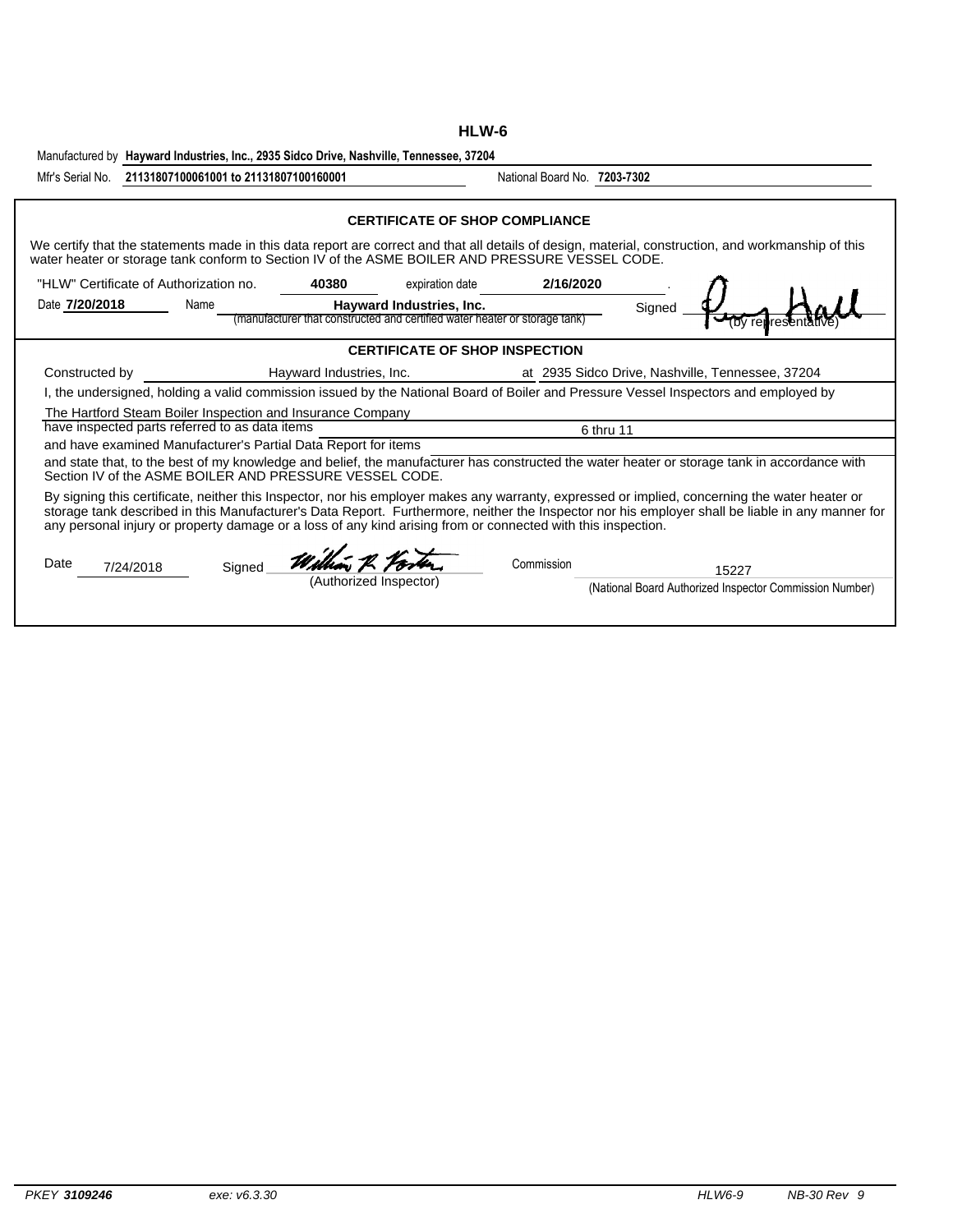# HLW-6

Manufactured by **Hayward Industries, Inc., 2935 Sidco Drive, Nashville, Tennessee, 37204**

Mfr's Serial No. **21131807100061001 to 21131807100160001** National Board No. **7203-7302**

## CERTIFICATE OF SHOP COMPLIANCE

We certify that the statements made in this data report are correct and that all details of design, material, construction, and workmanship of this water heater or storage tank conform to Section IV of the ASME BOILER AND PRESSURE VESSEL CODE.

"HLW" Certificate of Authorization no. **40380** expiration date **2/16/2020**

Date **7/20/2018** Name **Hayward Industries, Inc.** (manufacturer that constructed and certified water heater or storage tank) Signed (by representative)

## CERTIFICATE OF SHOP INSPECTION

Constructed by Hayward Industries, Inc. at 2935 Sidco Drive, Nashville, Tennessee, 37204

I, the undersigned, holding a valid commission issued by the National Board of Boiler and Pressure Vessel Inspectors and employed by The Hartford Steam Boiler Inspection and Insurance Company

have inspected parts referred to as data items 6 thru 11

and have examined Manufacturer's Partial Data Report for items

and state that, to the best of my knowledge and belief, the manufacturer has constructed the water heater or storage tank in accordance with Section IV of the ASME BOILER AND PRESSURE VESSEL CODE.

By signing this certificate, neither this Inspector, nor his employer makes any warranty, expressed or implied, concerning the water heater or storage tank described in this Manufacturer's Data Report. Furthermore, neither the Inspector nor his employer shall be liable in any manner for any personal injury or property damage or a loss of any kind arising from or connected with this inspection.

Date 7/24/2018 Signed (Authorized Inspector) Commission 15227 (National Board Authorized Inspector Commission Number)

PKEY 3109246 exe: v6.3.30 HLW6-9 NB-30 Rev 9